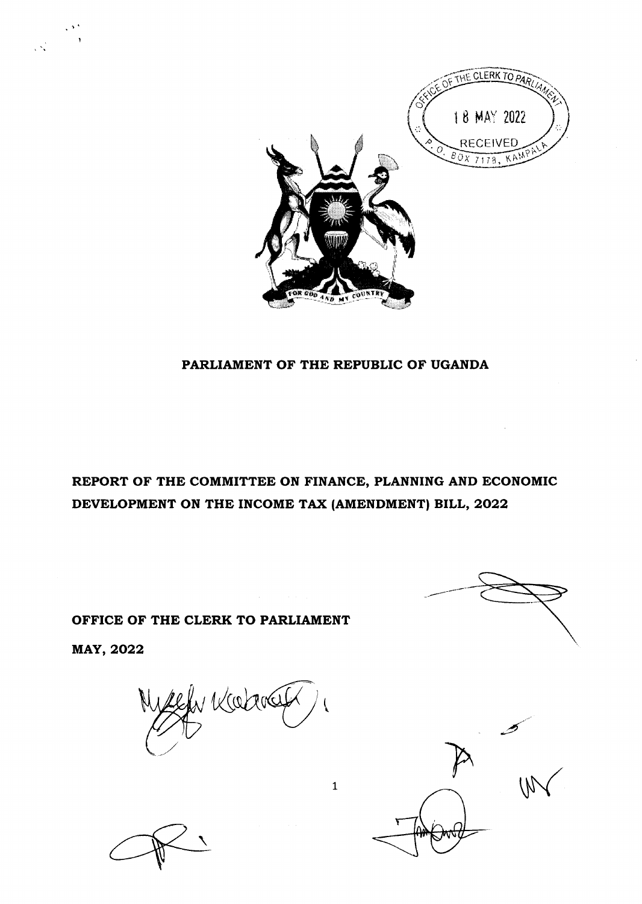OFFICE OF THE CLERK TO PARLIAMENT
18 MAY 2022
RECEIVED
P.O. BOX 7178, KAMPALA

**PARLIAMENT OF THE REPUBLIC OF UGANDA**

**REPORT OF THE COMMITTEE ON FINANCE, PLANNING AND ECONOMIC DEVELOPMENT ON THE INCOME TAX (AMENDMENT) BILL, 2022**

**OFFICE OF THE CLERK TO PARLIAMENT**

**MAY, 2022**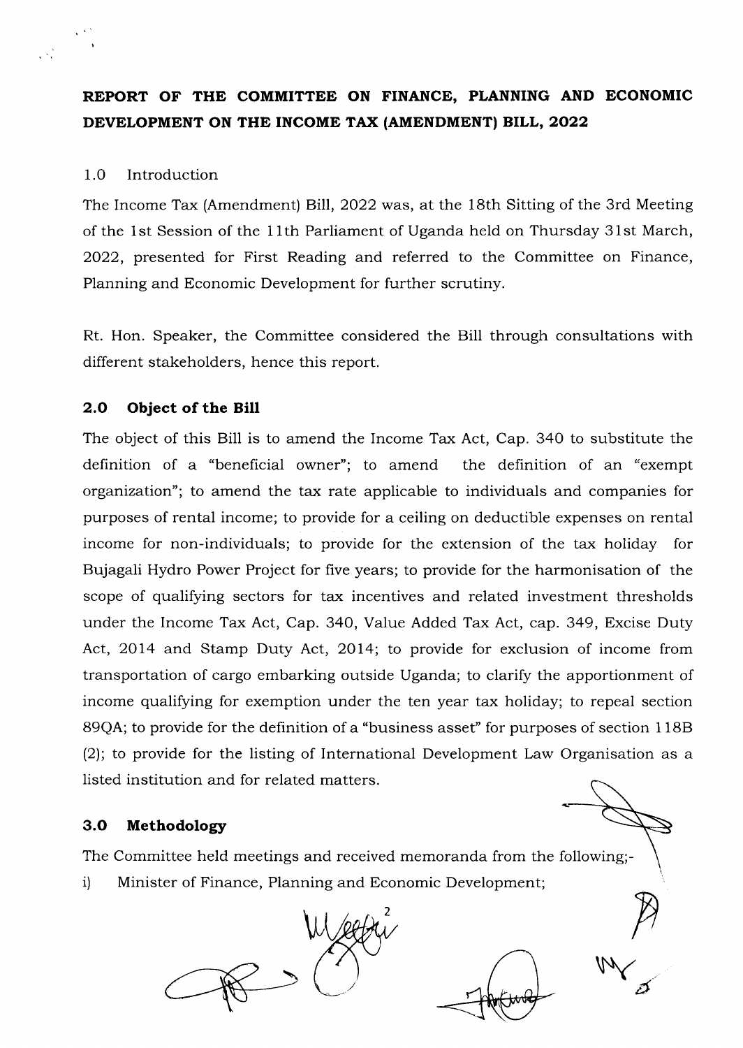# REPORT OF THE COMMITTEE ON FINANCE, PLANNING AND ECONOMIC DEVELOPMENT ON THE INCOME TAX (AMENDMENT) BILL, 2022

## 1.0 Introduction

The Income Tax (Amendment) Bill, 2022 was, at the 18th Sitting of the 3rd Meeting of the 1st Session of the 11th Parliament of Uganda held on Thursday 31st March, 2022, presented for First Reading and referred to the Committee on Finance, Planning and Economic Development for further scrutiny.

Rt. Hon. Speaker, the Committee considered the Bill through consultations with different stakeholders, hence this report.

## 2.0 Object of the Bill

The object of this Bill is to amend the Income Tax Act, Cap. 340 to substitute the definition of a "beneficial owner"; to amend the definition of an "exempt organization"; to amend the tax rate applicable to individuals and companies for purposes of rental income; to provide for a ceiling on deductible expenses on rental income for non-individuals; to provide for the extension of the tax holiday for Bujagali Hydro Power Project for five years; to provide for the harmonisation of the scope of qualifying sectors for tax incentives and related investment thresholds under the Income Tax Act, Cap. 340, Value Added Tax Act, cap. 349, Excise Duty Act, 2014 and Stamp Duty Act, 2014; to provide for exclusion of income from transportation of cargo embarking outside Uganda; to clarify the apportionment of income qualifying for exemption under the ten year tax holiday; to repeal section 89QA; to provide for the definition of a "business asset" for purposes of section 118B (2); to provide for the listing of International Development Law Organisation as a listed institution and for related matters.

## 3.0 Methodology

The Committee held meetings and received memoranda from the following;-

i) Minister of Finance, Planning and Economic Development;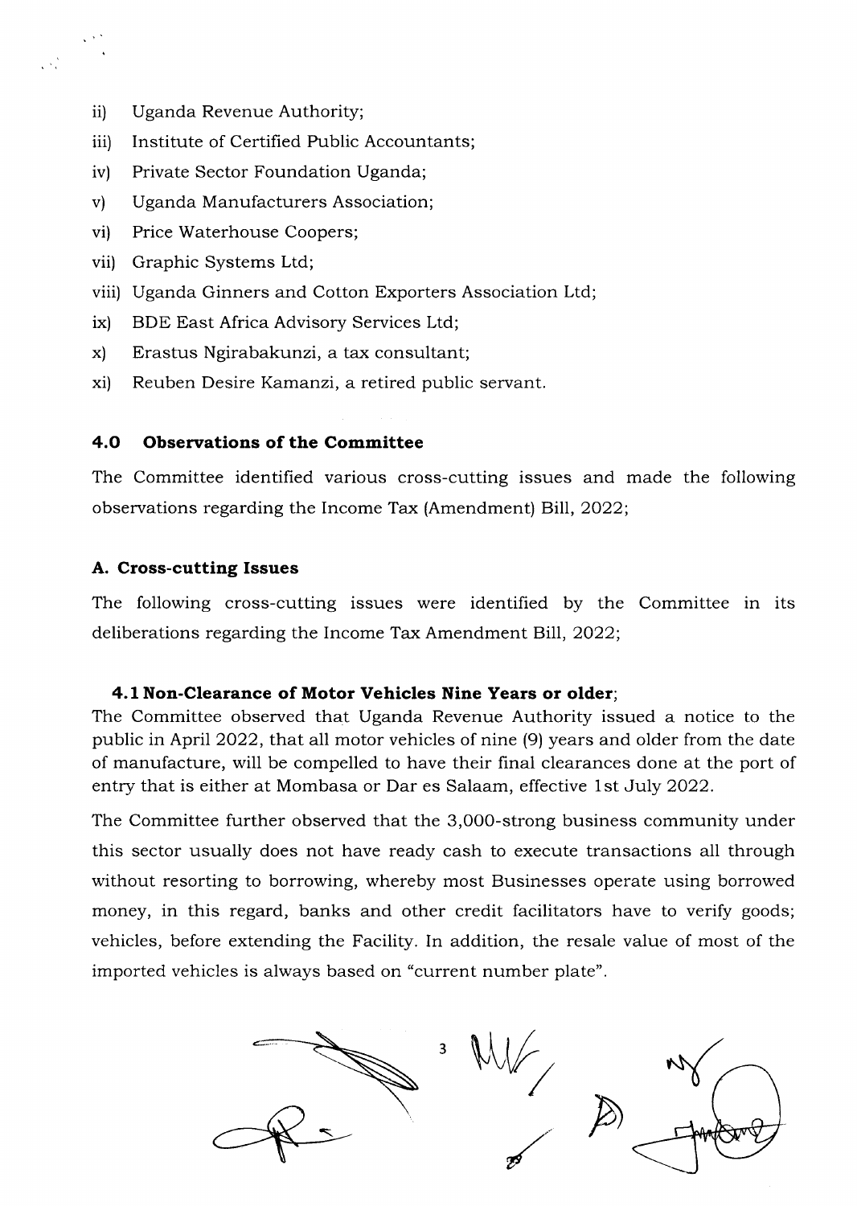ii) Uganda Revenue Authority;

iii) Institute of Certified Public Accountants;

iv) Private Sector Foundation Uganda;

v) Uganda Manufacturers Association;

vi) Price Waterhouse Coopers;

vii) Graphic Systems Ltd;

viii) Uganda Ginners and Cotton Exporters Association Ltd;

ix) BDE East Africa Advisory Services Ltd;

x) Erastus Ngirabakunzi, a tax consultant;

xi) Reuben Desire Kamanzi, a retired public servant.

## 4.0 Observations of the Committee

The Committee identified various cross-cutting issues and made the following observations regarding the Income Tax (Amendment) Bill, 2022;

### A. Cross-cutting Issues

The following cross-cutting issues were identified by the Committee in its deliberations regarding the Income Tax Amendment Bill, 2022;

#### 4.1 Non-Clearance of Motor Vehicles Nine Years or older;

The Committee observed that Uganda Revenue Authority issued a notice to the public in April 2022, that all motor vehicles of nine (9) years and older from the date of manufacture, will be compelled to have their final clearances done at the port of entry that is either at Mombasa or Dar es Salaam, effective 1st July 2022.

The Committee further observed that the 3,000-strong business community under this sector usually does not have ready cash to execute transactions all through without resorting to borrowing, whereby most Businesses operate using borrowed money, in this regard, banks and other credit facilitators have to verify goods; vehicles, before extending the Facility. In addition, the resale value of most of the imported vehicles is always based on "current number plate".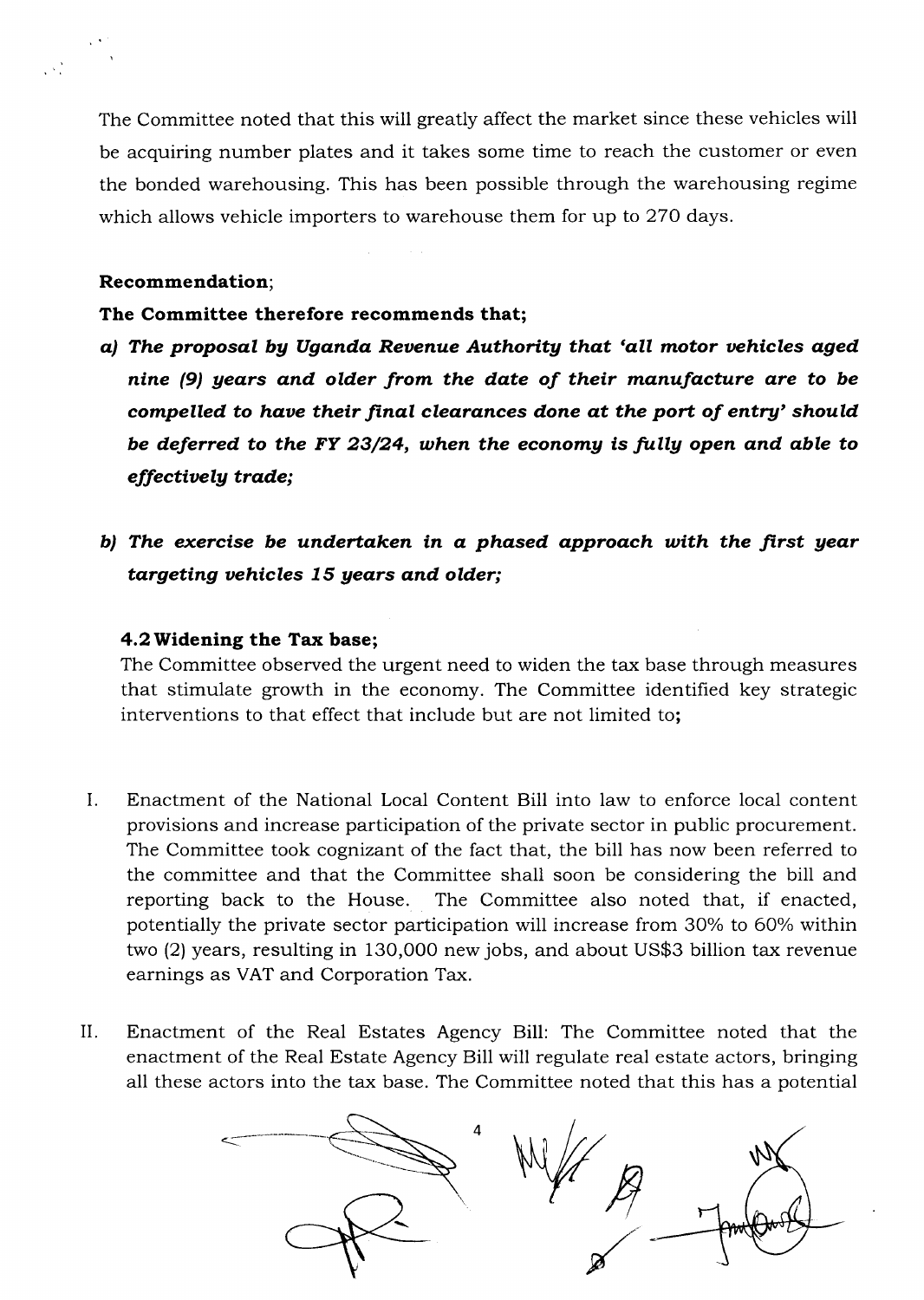The Committee noted that this will greatly affect the market since these vehicles will be acquiring number plates and it takes some time to reach the customer or even the bonded warehousing. This has been possible through the warehousing regime which allows vehicle importers to warehouse them for up to 270 days.

**Recommendation**;

**The Committee therefore recommends that;**

a) ***The proposal by Uganda Revenue Authority that 'all motor vehicles aged nine (9) years and older from the date of their manufacture are to be compelled to have their final clearances done at the port of entry' should be deferred to the FY 23/24, when the economy is fully open and able to effectively trade;***

b) ***The exercise be undertaken in a phased approach with the first year targeting vehicles 15 years and older;***

### 4.2 Widening the Tax base;

The Committee observed the urgent need to widen the tax base through measures that stimulate growth in the economy. The Committee identified key strategic interventions to that effect that include but are not limited to;

I. Enactment of the National Local Content Bill into law to enforce local content provisions and increase participation of the private sector in public procurement. The Committee took cognizant of the fact that, the bill has now been referred to the committee and that the Committee shall soon be considering the bill and reporting back to the House. The Committee also noted that, if enacted, potentially the private sector participation will increase from 30% to 60% within two (2) years, resulting in 130,000 new jobs, and about US$3 billion tax revenue earnings as VAT and Corporation Tax.

II. Enactment of the Real Estates Agency Bill: The Committee noted that the enactment of the Real Estate Agency Bill will regulate real estate actors, bringing all these actors into the tax base. The Committee noted that this has a potential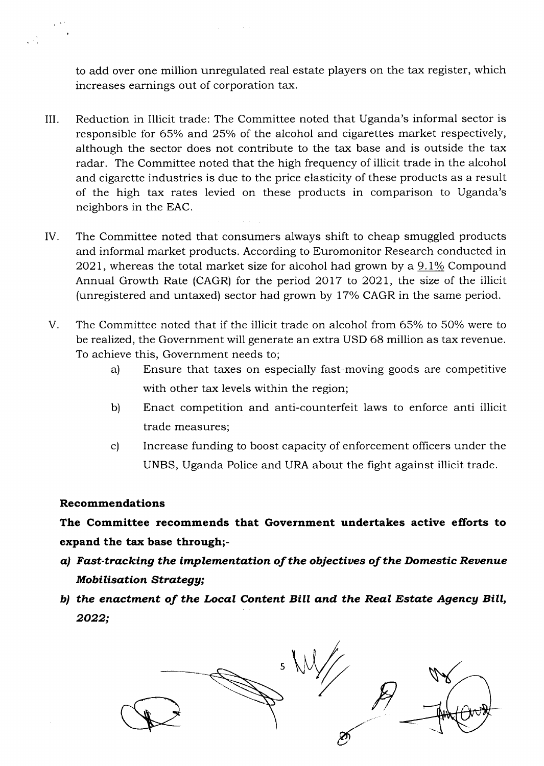to add over one million unregulated real estate players on the tax register, which increases earnings out of corporation tax.

III. Reduction in Illicit trade: The Committee noted that Uganda's informal sector is responsible for 65% and 25% of the alcohol and cigarettes market respectively, although the sector does not contribute to the tax base and is outside the tax radar. The Committee noted that the high frequency of illicit trade in the alcohol and cigarette industries is due to the price elasticity of these products as a result of the high tax rates levied on these products in comparison to Uganda's neighbors in the EAC.

IV. The Committee noted that consumers always shift to cheap smuggled products and informal market products. According to Euromonitor Research conducted in 2021, whereas the total market size for alcohol had grown by a 9.1% Compound Annual Growth Rate (CAGR) for the period 2017 to 2021, the size of the illicit (unregistered and untaxed) sector had grown by 17% CAGR in the same period.

V. The Committee noted that if the illicit trade on alcohol from 65% to 50% were to be realized, the Government will generate an extra USD 68 million as tax revenue. To achieve this, Government needs to;

   a) Ensure that taxes on especially fast-moving goods are competitive with other tax levels within the region;

   b) Enact competition and anti-counterfeit laws to enforce anti illicit trade measures;

   c) Increase funding to boost capacity of enforcement officers under the UNBS, Uganda Police and URA about the fight against illicit trade.

**Recommendations**

**The Committee recommends that Government undertakes active efforts to expand the tax base through;-**

***a) Fast-tracking the implementation of the objectives of the Domestic Revenue Mobilisation Strategy;***

***b) the enactment of the Local Content Bill and the Real Estate Agency Bill, 2022;***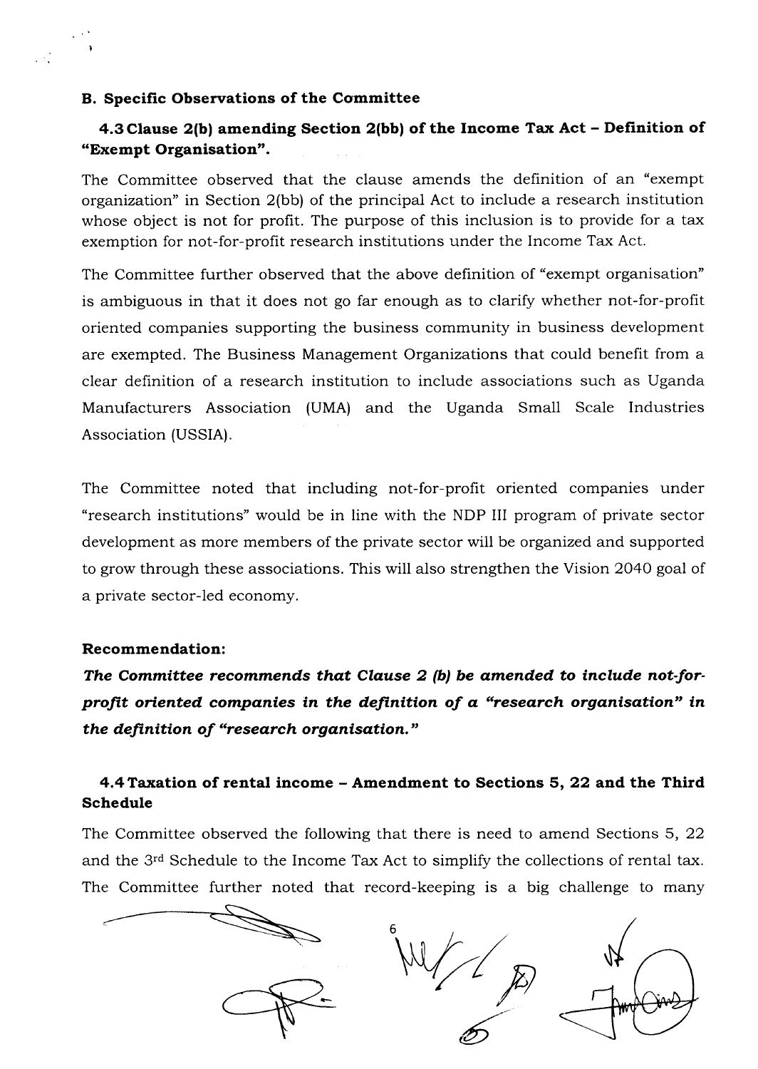### B. Specific Observations of the Committee

#### 4.3 Clause 2(b) amending Section 2(bb) of the Income Tax Act – Definition of "Exempt Organisation".

The Committee observed that the clause amends the definition of an "exempt organization" in Section 2(bb) of the principal Act to include a research institution whose object is not for profit. The purpose of this inclusion is to provide for a tax exemption for not-for-profit research institutions under the Income Tax Act.

The Committee further observed that the above definition of "exempt organisation" is ambiguous in that it does not go far enough as to clarify whether not-for-profit oriented companies supporting the business community in business development are exempted. The Business Management Organizations that could benefit from a clear definition of a research institution to include associations such as Uganda Manufacturers Association (UMA) and the Uganda Small Scale Industries Association (USSIA).

The Committee noted that including not-for-profit oriented companies under "research institutions" would be in line with the NDP III program of private sector development as more members of the private sector will be organized and supported to grow through these associations. This will also strengthen the Vision 2040 goal of a private sector-led economy.

**Recommendation:**

***The Committee recommends that Clause 2 (b) be amended to include not-for-profit oriented companies in the definition of a "research organisation" in the definition of "research organisation."***

#### 4.4 Taxation of rental income – Amendment to Sections 5, 22 and the Third Schedule

The Committee observed the following that there is need to amend Sections 5, 22 and the 3rd Schedule to the Income Tax Act to simplify the collections of rental tax. The Committee further noted that record-keeping is a big challenge to many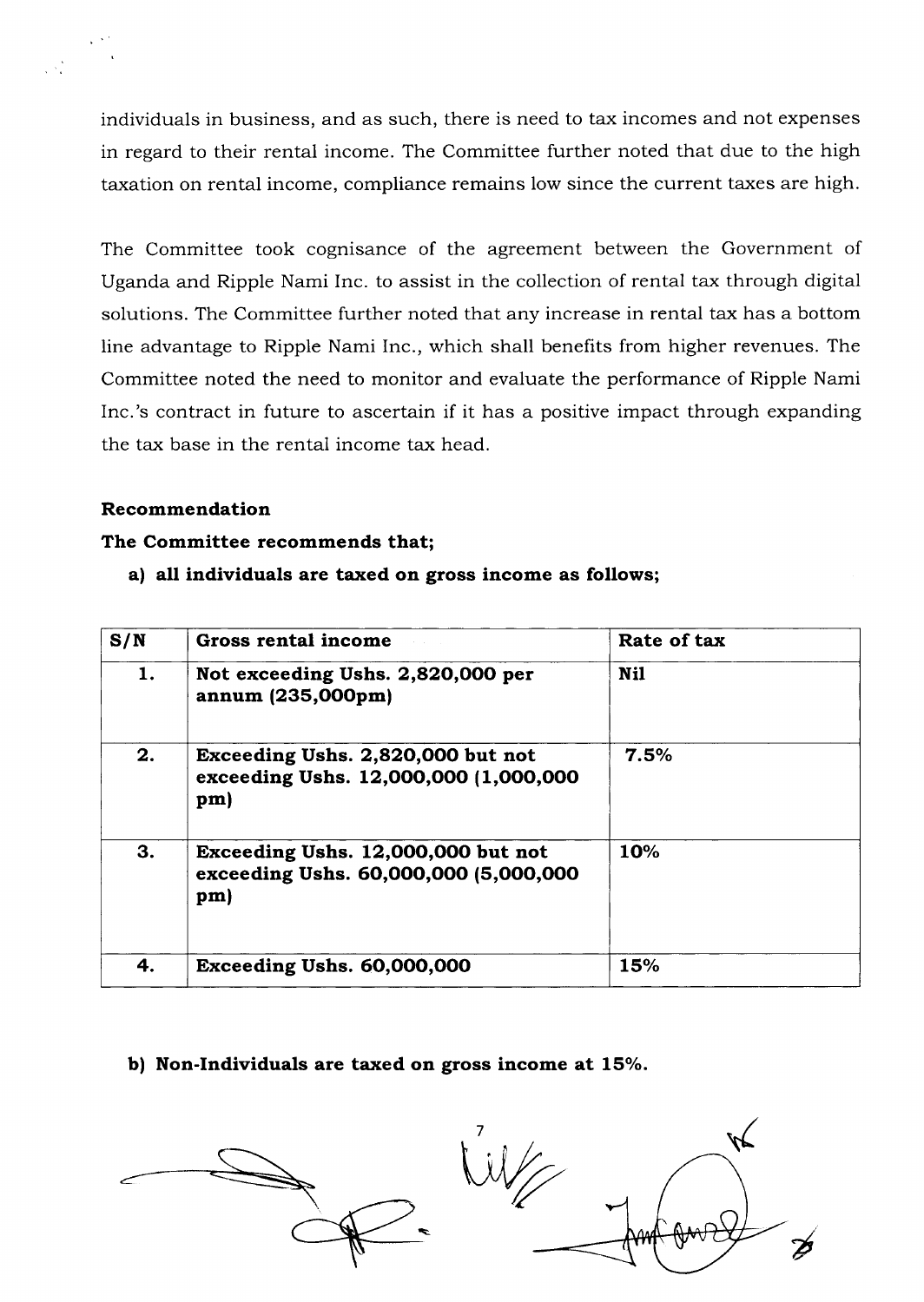individuals in business, and as such, there is need to tax incomes and not expenses in regard to their rental income. The Committee further noted that due to the high taxation on rental income, compliance remains low since the current taxes are high.

The Committee took cognisance of the agreement between the Government of Uganda and Ripple Nami Inc. to assist in the collection of rental tax through digital solutions. The Committee further noted that any increase in rental tax has a bottom line advantage to Ripple Nami Inc., which shall benefits from higher revenues. The Committee noted the need to monitor and evaluate the performance of Ripple Nami Inc.'s contract in future to ascertain if it has a positive impact through expanding the tax base in the rental income tax head.

**Recommendation**

**The Committee recommends that;**

**a) all individuals are taxed on gross income as follows;**

| S/N | Gross rental income | Rate of tax |
|---|---|---|
| **1.** | **Not exceeding Ushs. 2,820,000 per annum (235,000pm)** | **Nil** |
| **2.** | **Exceeding Ushs. 2,820,000 but not exceeding Ushs. 12,000,000 (1,000,000 pm)** | **7.5%** |
| **3.** | **Exceeding Ushs. 12,000,000 but not exceeding Ushs. 60,000,000 (5,000,000 pm)** | **10%** |
| **4.** | **Exceeding Ushs. 60,000,000** | **15%** |

**b) Non-Individuals are taxed on gross income at 15%.**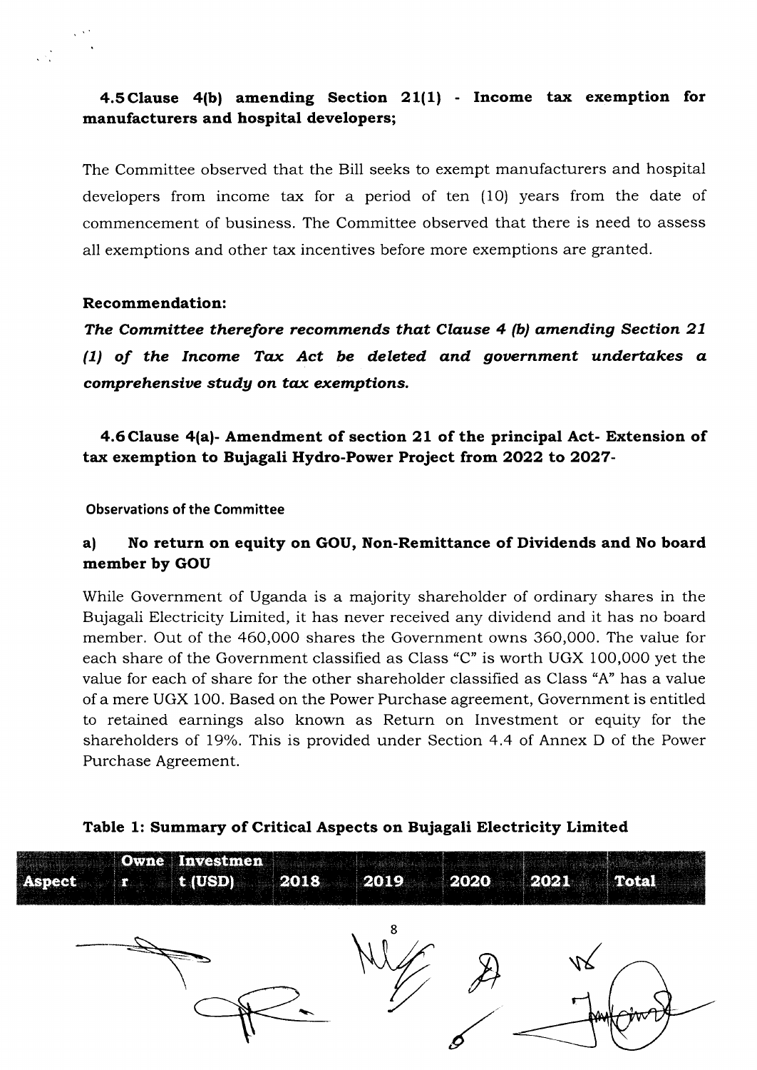### 4.5 Clause 4(b) amending Section 21(1) - Income tax exemption for manufacturers and hospital developers;

The Committee observed that the Bill seeks to exempt manufacturers and hospital developers from income tax for a period of ten (10) years from the date of commencement of business. The Committee observed that there is need to assess all exemptions and other tax incentives before more exemptions are granted.

**Recommendation:**

***The Committee therefore recommends that Clause 4 (b) amending Section 21 (1) of the Income Tax Act be deleted and government undertakes a comprehensive study on tax exemptions.***

### 4.6 Clause 4(a)- Amendment of section 21 of the principal Act- Extension of tax exemption to Bujagali Hydro-Power Project from 2022 to 2027-

**Observations of the Committee**

#### a) No return on equity on GOU, Non-Remittance of Dividends and No board member by GOU

While Government of Uganda is a majority shareholder of ordinary shares in the Bujagali Electricity Limited, it has never received any dividend and it has no board member. Out of the 460,000 shares the Government owns 360,000. The value for each share of the Government classified as Class "C" is worth UGX 100,000 yet the value for each of share for the other shareholder classified as Class "A" has a value of a mere UGX 100. Based on the Power Purchase agreement, Government is entitled to retained earnings also known as Return on Investment or equity for the shareholders of 19%. This is provided under Section 4.4 of Annex D of the Power Purchase Agreement.

**Table 1: Summary of Critical Aspects on Bujagali Electricity Limited**

| Aspect | Owner | Investment (USD) | 2018 | 2019 | 2020 | 2021 | Total |
|---|---|---|---|---|---|---|---|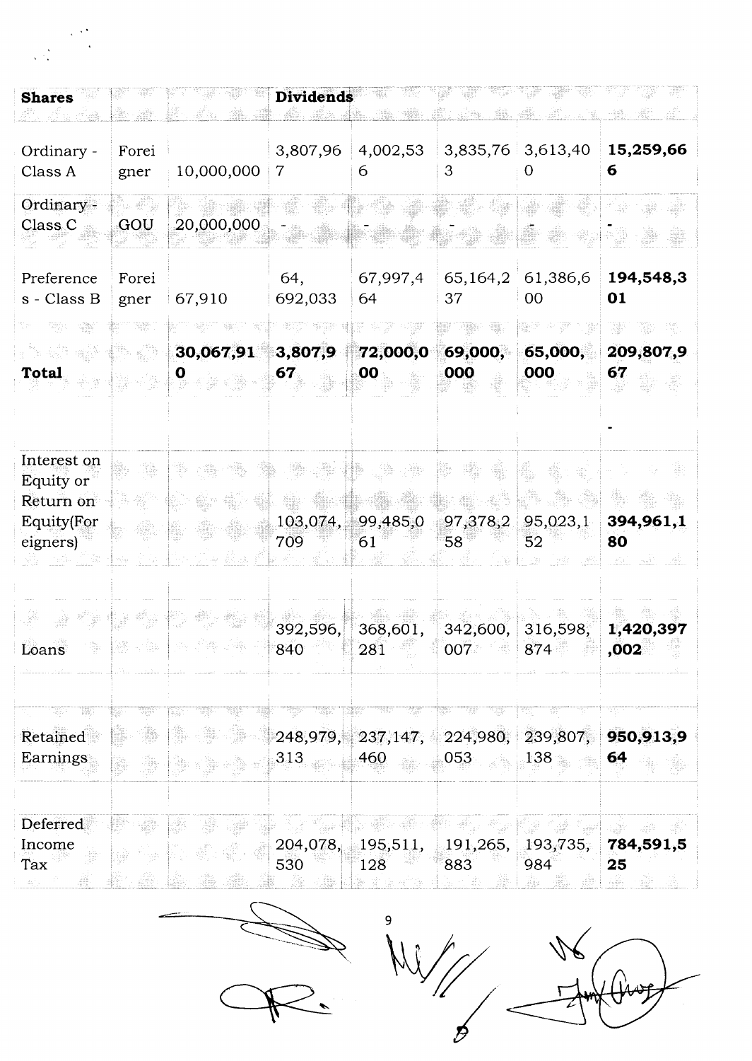| **Shares** | | | **Dividends** | | | | |
|---|---|---|---|---|---|---|---|
| Ordinary - Class A | Foreigner | 10,000,000 | 3,807,967 | 4,002,536 | 3,835,763 | 3,613,400 | **15,259,666** |
| Ordinary - Class C | GOU | 20,000,000 | - | - | - | - | - |
| Preferences - Class B | Foreigner | 67,910 | 64, 692,033 | 67,997,464 | 65,164,237 | 61,386,600 | **194,548,301** |
| **Total** | | **30,067,910** | **3,807,967** | **72,000,000** | **69,000,000** | **65,000,000** | **209,807,967** |
| | | | | | | | - |
| Interest on Equity or Return on Equity(Foreigners) | | | 103,074,709 | 99,485,061 | 97,378,258 | 95,023,152 | **394,961,180** |
| Loans | | | 392,596,840 | 368,601,281 | 342,600,007 | 316,598,874 | **1,420,397,002** |
| Retained Earnings | | | 248,979,313 | 237,147,460 | 224,980,053 | 239,807,138 | **950,913,964** |
| Deferred Income Tax | | | 204,078,530 | 195,511,128 | 191,265,883 | 193,735,984 | **784,591,525** |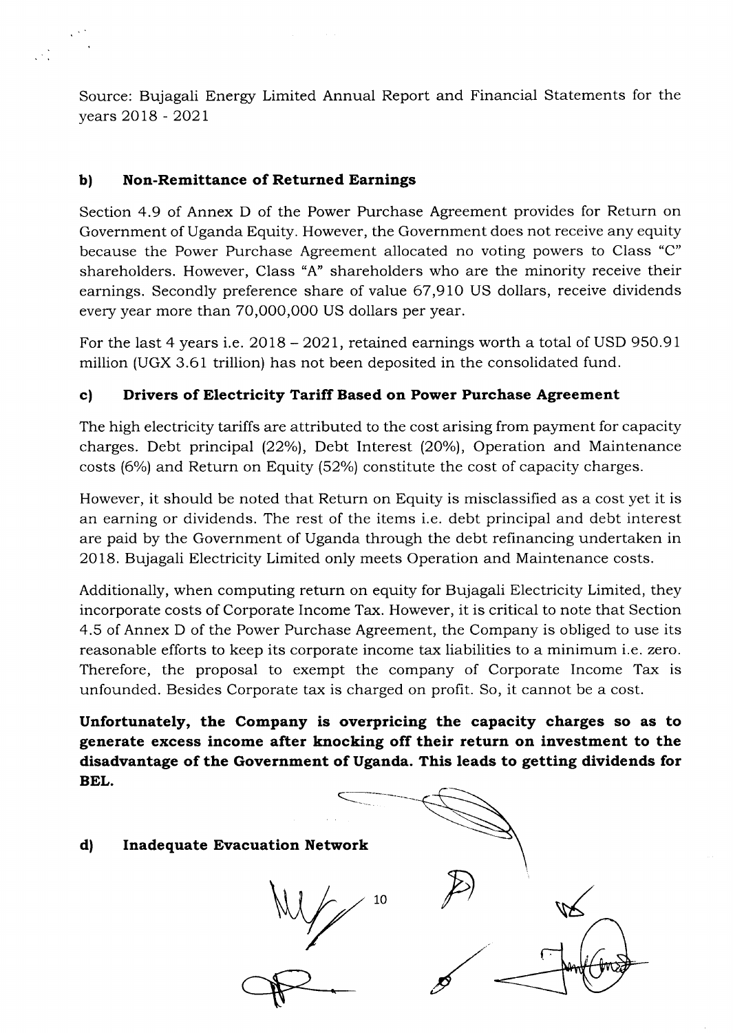Source: Bujagali Energy Limited Annual Report and Financial Statements for the years 2018 - 2021

### b) Non-Remittance of Returned Earnings

Section 4.9 of Annex D of the Power Purchase Agreement provides for Return on Government of Uganda Equity. However, the Government does not receive any equity because the Power Purchase Agreement allocated no voting powers to Class "C" shareholders. However, Class "A" shareholders who are the minority receive their earnings. Secondly preference share of value 67,910 US dollars, receive dividends every year more than 70,000,000 US dollars per year.

For the last 4 years i.e. 2018 – 2021, retained earnings worth a total of USD 950.91 million (UGX 3.61 trillion) has not been deposited in the consolidated fund.

### c) Drivers of Electricity Tariff Based on Power Purchase Agreement

The high electricity tariffs are attributed to the cost arising from payment for capacity charges. Debt principal (22%), Debt Interest (20%), Operation and Maintenance costs (6%) and Return on Equity (52%) constitute the cost of capacity charges.

However, it should be noted that Return on Equity is misclassified as a cost yet it is an earning or dividends. The rest of the items i.e. debt principal and debt interest are paid by the Government of Uganda through the debt refinancing undertaken in 2018. Bujagali Electricity Limited only meets Operation and Maintenance costs.

Additionally, when computing return on equity for Bujagali Electricity Limited, they incorporate costs of Corporate Income Tax. However, it is critical to note that Section 4.5 of Annex D of the Power Purchase Agreement, the Company is obliged to use its reasonable efforts to keep its corporate income tax liabilities to a minimum i.e. zero. Therefore, the proposal to exempt the company of Corporate Income Tax is unfounded. Besides Corporate tax is charged on profit. So, it cannot be a cost.

**Unfortunately, the Company is overpricing the capacity charges so as to generate excess income after knocking off their return on investment to the disadvantage of the Government of Uganda. This leads to getting dividends for BEL.**

### d) Inadequate Evacuation Network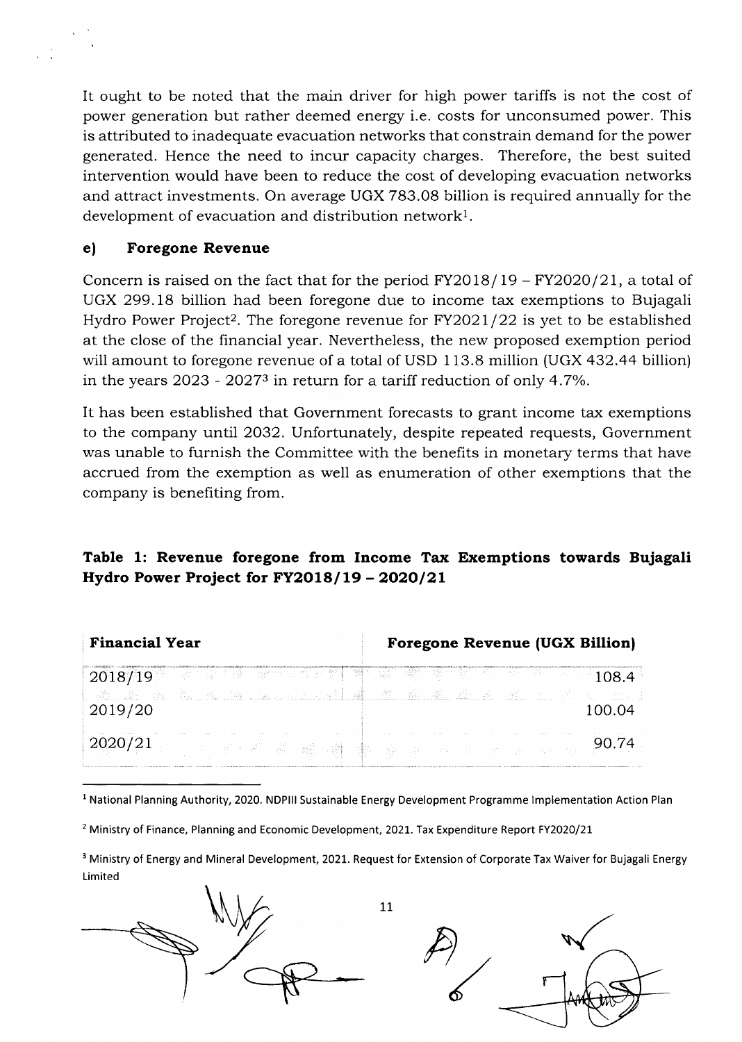It ought to be noted that the main driver for high power tariffs is not the cost of power generation but rather deemed energy i.e. costs for unconsumed power. This is attributed to inadequate evacuation networks that constrain demand for the power generated. Hence the need to incur capacity charges. Therefore, the best suited intervention would have been to reduce the cost of developing evacuation networks and attract investments. On average UGX 783.08 billion is required annually for the development of evacuation and distribution network[1].

#### e) Foregone Revenue

Concern is raised on the fact that for the period FY2018/19 – FY2020/21, a total of UGX 299.18 billion had been foregone due to income tax exemptions to Bujagali Hydro Power Project[2]. The foregone revenue for FY2021/22 is yet to be established at the close of the financial year. Nevertheless, the new proposed exemption period will amount to foregone revenue of a total of USD 113.8 million (UGX 432.44 billion) in the years 2023 - 2027[3] in return for a tariff reduction of only 4.7%.

It has been established that Government forecasts to grant income tax exemptions to the company until 2032. Unfortunately, despite repeated requests, Government was unable to furnish the Committee with the benefits in monetary terms that have accrued from the exemption as well as enumeration of other exemptions that the company is benefiting from.

**Table 1: Revenue foregone from Income Tax Exemptions towards Bujagali Hydro Power Project for FY2018/19 – 2020/21**

| Financial Year | Foregone Revenue (UGX Billion) |
|---|---|
| 2018/19 | 108.4 |
| 2019/20 | 100.04 |
| 2020/21 | 90.74 |

[1] National Planning Authority, 2020. NDPIII Sustainable Energy Development Programme Implementation Action Plan

[2] Ministry of Finance, Planning and Economic Development, 2021. Tax Expenditure Report FY2020/21

[3] Ministry of Energy and Mineral Development, 2021. Request for Extension of Corporate Tax Waiver for Bujagali Energy Limited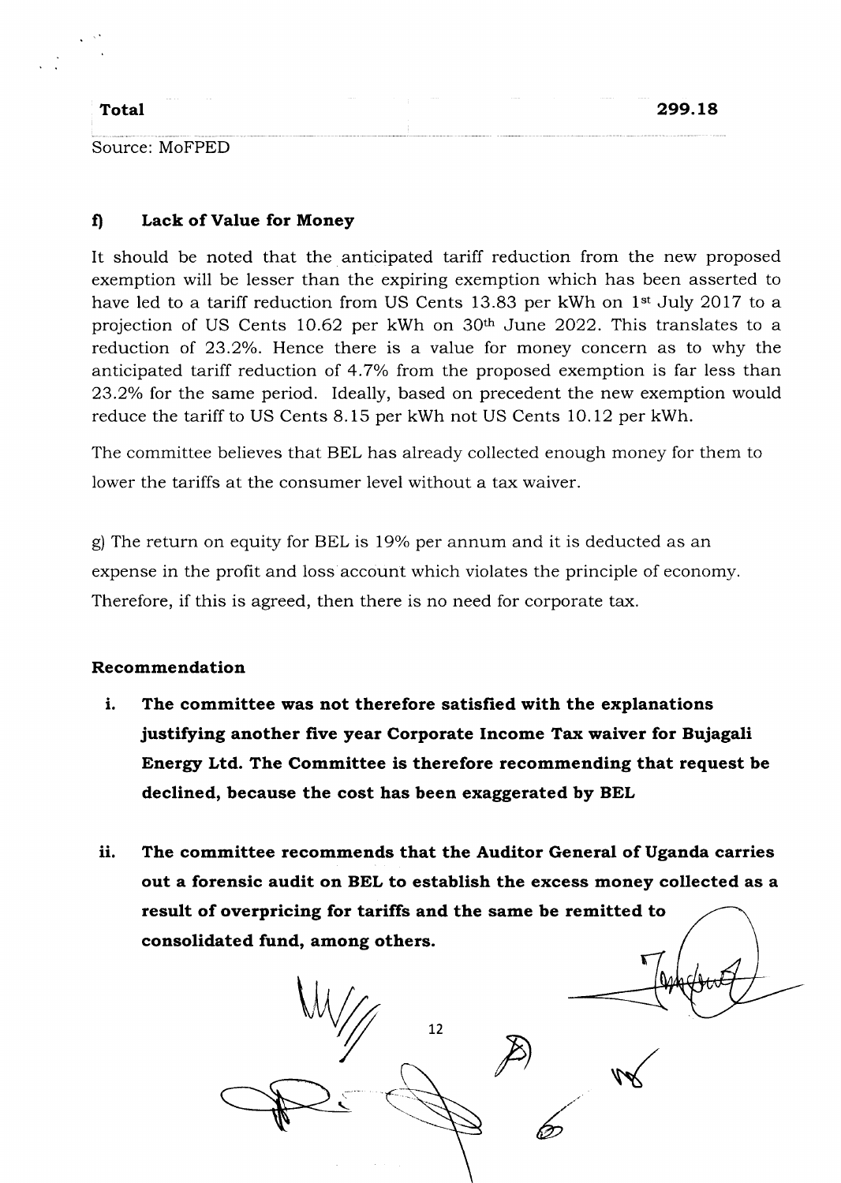| Total | 299.18 |
|---|---|

Source: MoFPED

#### f) Lack of Value for Money

It should be noted that the anticipated tariff reduction from the new proposed exemption will be lesser than the expiring exemption which has been asserted to have led to a tariff reduction from US Cents 13.83 per kWh on 1st July 2017 to a projection of US Cents 10.62 per kWh on 30th June 2022. This translates to a reduction of 23.2%. Hence there is a value for money concern as to why the anticipated tariff reduction of 4.7% from the proposed exemption is far less than 23.2% for the same period. Ideally, based on precedent the new exemption would reduce the tariff to US Cents 8.15 per kWh not US Cents 10.12 per kWh.

The committee believes that BEL has already collected enough money for them to lower the tariffs at the consumer level without a tax waiver.

g) The return on equity for BEL is 19% per annum and it is deducted as an expense in the profit and loss account which violates the principle of economy. Therefore, if this is agreed, then there is no need for corporate tax.

#### Recommendation

i. **The committee was not therefore satisfied with the explanations justifying another five year Corporate Income Tax waiver for Bujagali Energy Ltd. The Committee is therefore recommending that request be declined, because the cost has been exaggerated by BEL**

ii. **The committee recommends that the Auditor General of Uganda carries out a forensic audit on BEL to establish the excess money collected as a result of overpricing for tariffs and the same be remitted to consolidated fund, among others.**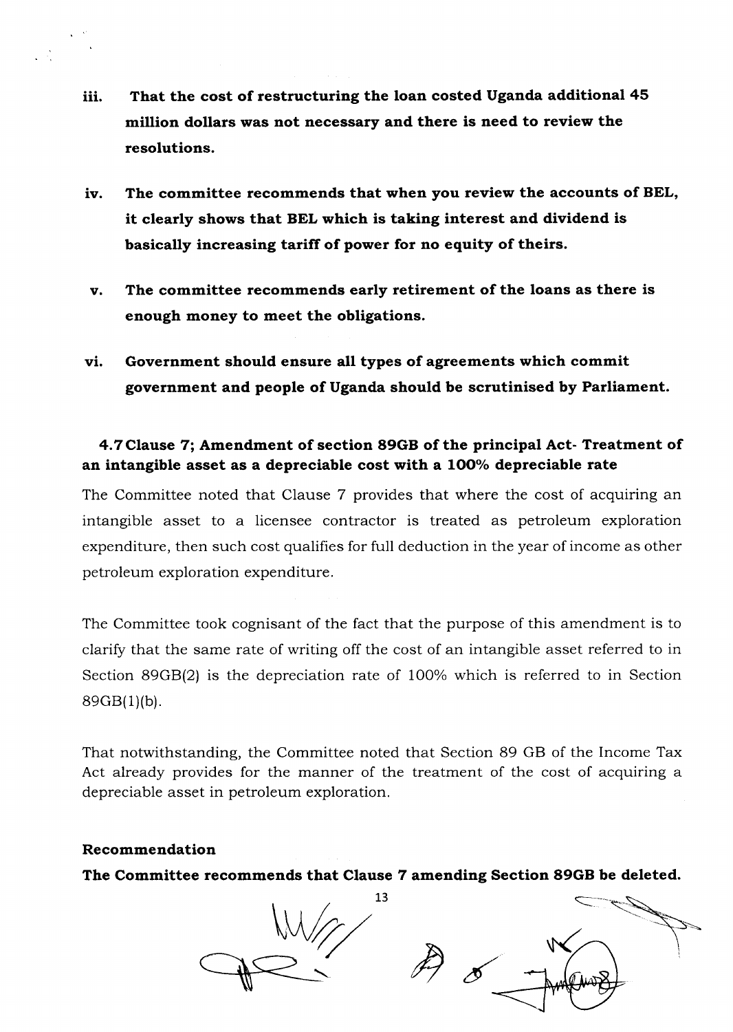iii. **That the cost of restructuring the loan costed Uganda additional 45 million dollars was not necessary and there is need to review the resolutions.**

iv. **The committee recommends that when you review the accounts of BEL, it clearly shows that BEL which is taking interest and dividend is basically increasing tariff of power for no equity of theirs.**

v. **The committee recommends early retirement of the loans as there is enough money to meet the obligations.**

vi. **Government should ensure all types of agreements which commit government and people of Uganda should be scrutinised by Parliament.**

### 4.7 Clause 7; Amendment of section 89GB of the principal Act- Treatment of an intangible asset as a depreciable cost with a 100% depreciable rate

The Committee noted that Clause 7 provides that where the cost of acquiring an intangible asset to a licensee contractor is treated as petroleum exploration expenditure, then such cost qualifies for full deduction in the year of income as other petroleum exploration expenditure.

The Committee took cognisant of the fact that the purpose of this amendment is to clarify that the same rate of writing off the cost of an intangible asset referred to in Section 89GB(2) is the depreciation rate of 100% which is referred to in Section 89GB(1)(b).

That notwithstanding, the Committee noted that Section 89 GB of the Income Tax Act already provides for the manner of the treatment of the cost of acquiring a depreciable asset in petroleum exploration.

**Recommendation**

**The Committee recommends that Clause 7 amending Section 89GB be deleted.**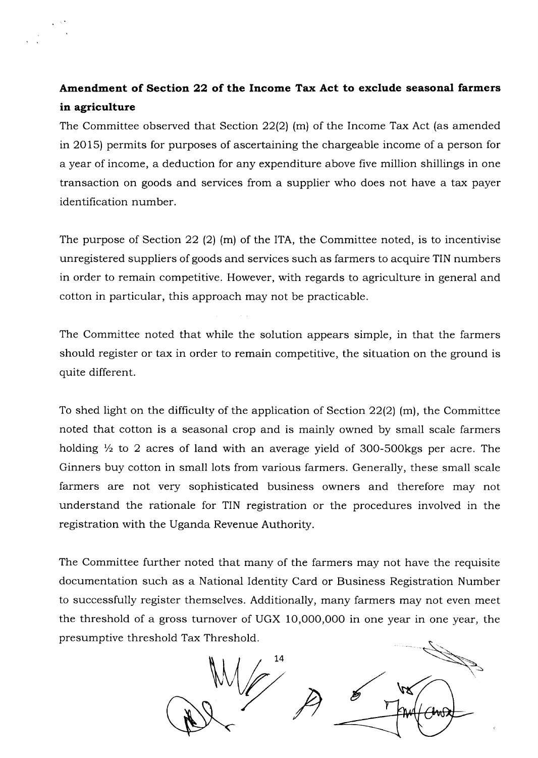**Amendment of Section 22 of the Income Tax Act to exclude seasonal farmers in agriculture**

The Committee observed that Section 22(2) (m) of the Income Tax Act (as amended in 2015) permits for purposes of ascertaining the chargeable income of a person for a year of income, a deduction for any expenditure above five million shillings in one transaction on goods and services from a supplier who does not have a tax payer identification number.

The purpose of Section 22 (2) (m) of the ITA, the Committee noted, is to incentivise unregistered suppliers of goods and services such as farmers to acquire TIN numbers in order to remain competitive. However, with regards to agriculture in general and cotton in particular, this approach may not be practicable.

The Committee noted that while the solution appears simple, in that the farmers should register or tax in order to remain competitive, the situation on the ground is quite different.

To shed light on the difficulty of the application of Section 22(2) (m), the Committee noted that cotton is a seasonal crop and is mainly owned by small scale farmers holding ½ to 2 acres of land with an average yield of 300-500kgs per acre. The Ginners buy cotton in small lots from various farmers. Generally, these small scale farmers are not very sophisticated business owners and therefore may not understand the rationale for TIN registration or the procedures involved in the registration with the Uganda Revenue Authority.

The Committee further noted that many of the farmers may not have the requisite documentation such as a National Identity Card or Business Registration Number to successfully register themselves. Additionally, many farmers may not even meet the threshold of a gross turnover of UGX 10,000,000 in one year in one year, the presumptive threshold Tax Threshold.